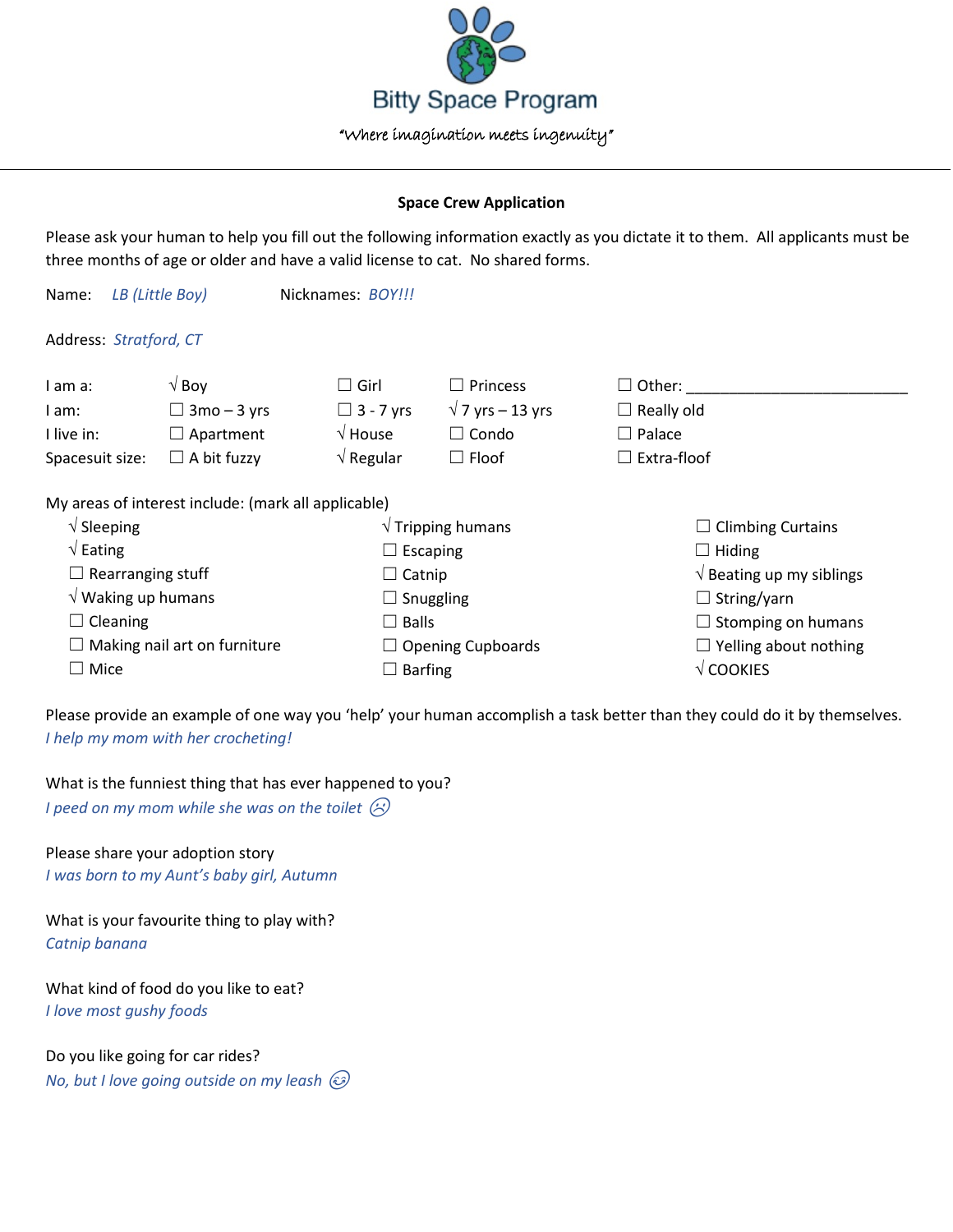# Bitty Space Program

*"Where imagination meets ingenuity"*

---

**Space Crew Application**

Please ask your human to help you fill out the following information exactly as you dictate it to them. All applicants must be three months of age or older and have a valid license to cat. No shared forms.

Name: *LB (Little Boy)* Nicknames: *BOY!!!*

Address: *Stratford, CT*

| | | | | |
|---|---|---|---|---|
| I am a: | √ Boy | ☐ Girl | ☐ Princess | ☐ Other: ___________________________ |
| I am: | ☐ 3mo – 3 yrs | ☐ 3 - 7 yrs | √ 7 yrs – 13 yrs | ☐ Really old |
| I live in: | ☐ Apartment | √ House | ☐ Condo | ☐ Palace |
| Spacesuit size: | ☐ A bit fuzzy | √ Regular | ☐ Floof | ☐ Extra-floof |

My areas of interest include: (mark all applicable)

| | | |
|---|---|---|
| √ Sleeping | √ Tripping humans | ☐ Climbing Curtains |
| √ Eating | ☐ Escaping | ☐ Hiding |
| ☐ Rearranging stuff | ☐ Catnip | √ Beating up my siblings |
| √ Waking up humans | ☐ Snuggling | ☐ String/yarn |
| ☐ Cleaning | ☐ Balls | ☐ Stomping on humans |
| ☐ Making nail art on furniture | ☐ Opening Cupboards | ☐ Yelling about nothing |
| ☐ Mice | ☐ Barfing | √ COOKIES |

Please provide an example of one way you 'help' your human accomplish a task better than they could do it by themselves.
*I help my mom with her crocheting!*

What is the funniest thing that has ever happened to you?
*I peed on my mom while she was on the toilet* ☹

Please share your adoption story
*I was born to my Aunt's baby girl, Autumn*

What is your favourite thing to play with?
*Catnip banana*

What kind of food do you like to eat?
*I love most gushy foods*

Do you like going for car rides?
*No, but I love going outside on my leash* 😊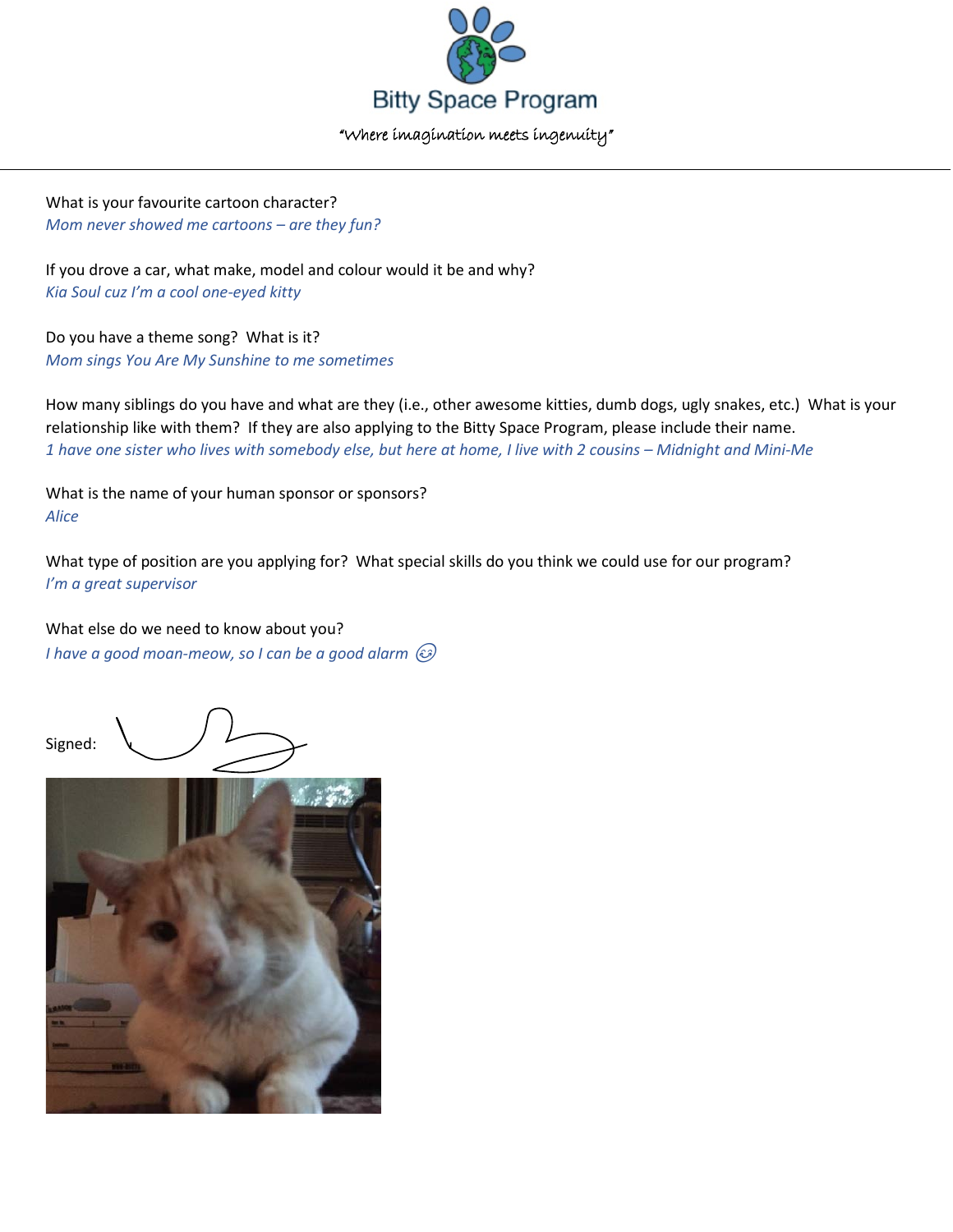Bitty Space Program

"Where imagination meets ingenuity"

What is your favourite cartoon character?

*Mom never showed me cartoons – are they fun?*

If you drove a car, what make, model and colour would it be and why?

*Kia Soul cuz I'm a cool one-eyed kitty*

Do you have a theme song? What is it?

*Mom sings You Are My Sunshine to me sometimes*

How many siblings do you have and what are they (i.e., other awesome kitties, dumb dogs, ugly snakes, etc.) What is your relationship like with them? If they are also applying to the Bitty Space Program, please include their name.

*1 have one sister who lives with somebody else, but here at home, I live with 2 cousins – Midnight and Mini-Me*

What is the name of your human sponsor or sponsors?

*Alice*

What type of position are you applying for? What special skills do you think we could use for our program?

*I'm a great supervisor*

What else do we need to know about you?

*I have a good moan-meow, so I can be a good alarm* 😉

Signed: